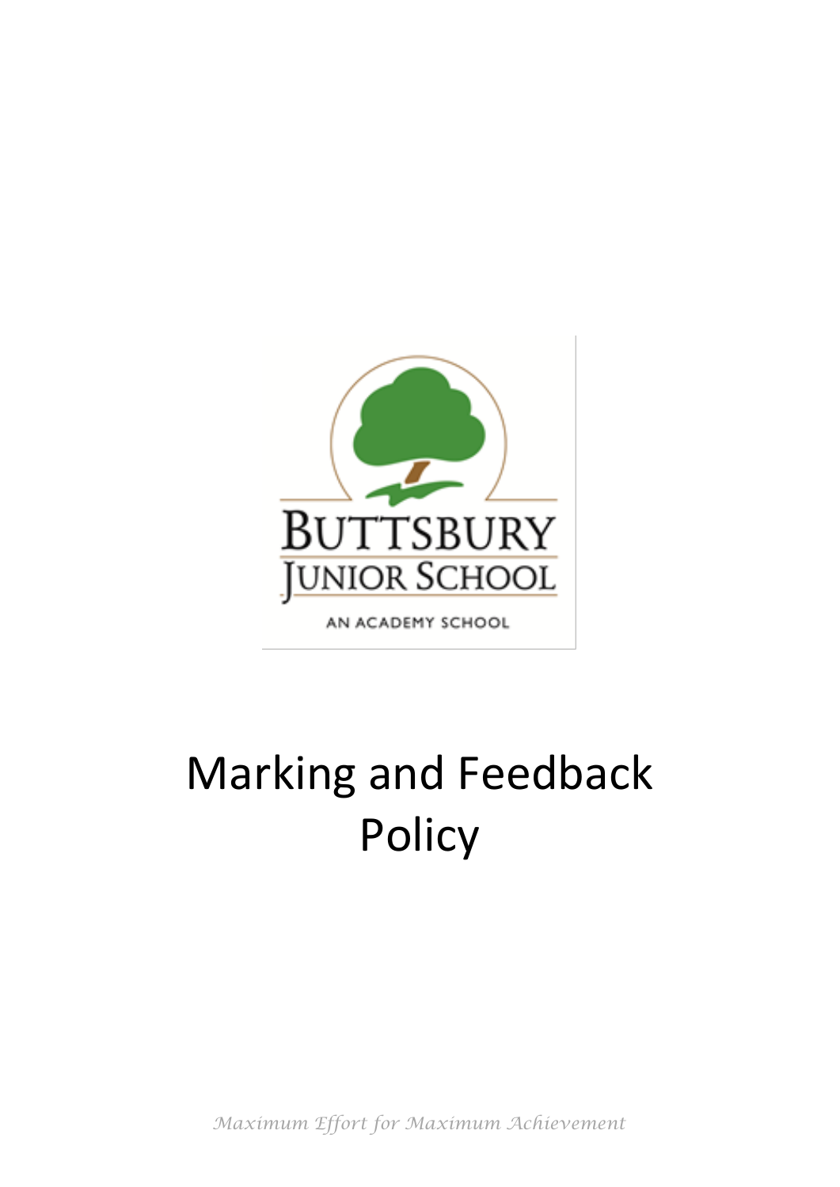BUTTSBURY
JUNIOR SCHOOL
AN ACADEMY SCHOOL

# Marking and Feedback Policy

*Maximum Effort for Maximum Achievement*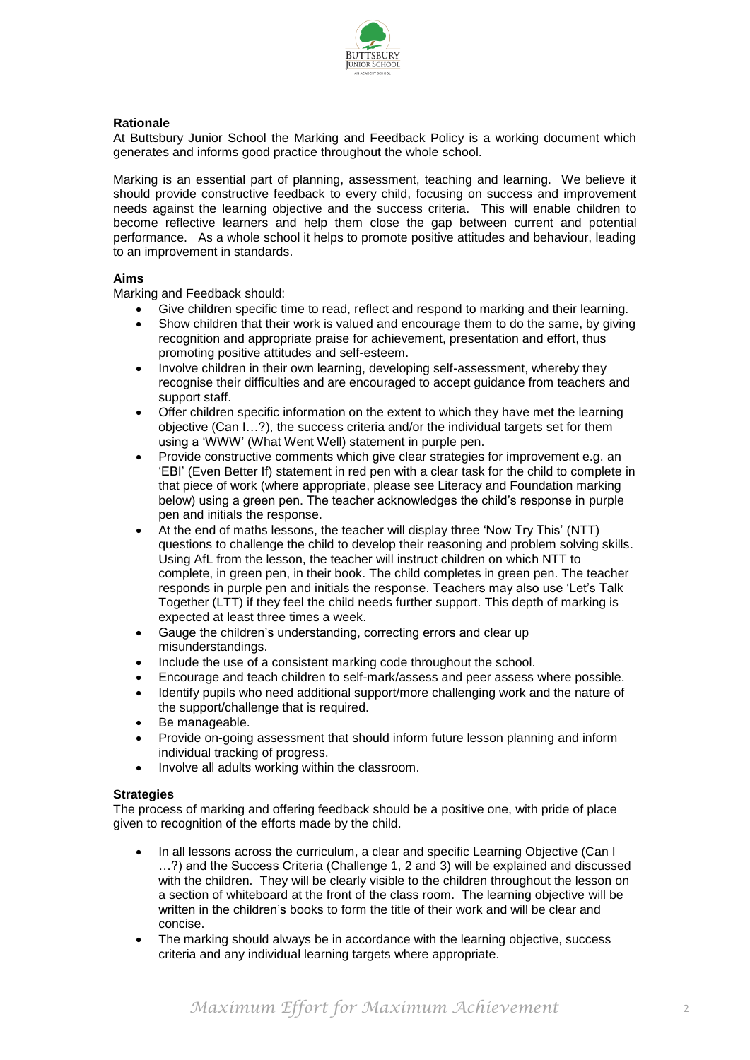## Rationale

At Buttsbury Junior School the Marking and Feedback Policy is a working document which generates and informs good practice throughout the whole school.

Marking is an essential part of planning, assessment, teaching and learning. We believe it should provide constructive feedback to every child, focusing on success and improvement needs against the learning objective and the success criteria. This will enable children to become reflective learners and help them close the gap between current and potential performance. As a whole school it helps to promote positive attitudes and behaviour, leading to an improvement in standards.

## Aims

Marking and Feedback should:

- Give children specific time to read, reflect and respond to marking and their learning.
- Show children that their work is valued and encourage them to do the same, by giving recognition and appropriate praise for achievement, presentation and effort, thus promoting positive attitudes and self-esteem.
- Involve children in their own learning, developing self-assessment, whereby they recognise their difficulties and are encouraged to accept guidance from teachers and support staff.
- Offer children specific information on the extent to which they have met the learning objective (Can I…?), the success criteria and/or the individual targets set for them using a 'WWW' (What Went Well) statement in purple pen.
- Provide constructive comments which give clear strategies for improvement e.g. an 'EBI' (Even Better If) statement in red pen with a clear task for the child to complete in that piece of work (where appropriate, please see Literacy and Foundation marking below) using a green pen. The teacher acknowledges the child's response in purple pen and initials the response.
- At the end of maths lessons, the teacher will display three 'Now Try This' (NTT) questions to challenge the child to develop their reasoning and problem solving skills. Using AfL from the lesson, the teacher will instruct children on which NTT to complete, in green pen, in their book. The child completes in green pen. The teacher responds in purple pen and initials the response. Teachers may also use 'Let's Talk Together (LTT) if they feel the child needs further support. This depth of marking is expected at least three times a week.
- Gauge the children's understanding, correcting errors and clear up misunderstandings.
- Include the use of a consistent marking code throughout the school.
- Encourage and teach children to self-mark/assess and peer assess where possible.
- Identify pupils who need additional support/more challenging work and the nature of the support/challenge that is required.
- Be manageable.
- Provide on-going assessment that should inform future lesson planning and inform individual tracking of progress.
- Involve all adults working within the classroom.

## Strategies

The process of marking and offering feedback should be a positive one, with pride of place given to recognition of the efforts made by the child.

- In all lessons across the curriculum, a clear and specific Learning Objective (Can I …?) and the Success Criteria (Challenge 1, 2 and 3) will be explained and discussed with the children. They will be clearly visible to the children throughout the lesson on a section of whiteboard at the front of the class room. The learning objective will be written in the children's books to form the title of their work and will be clear and concise.
- The marking should always be in accordance with the learning objective, success criteria and any individual learning targets where appropriate.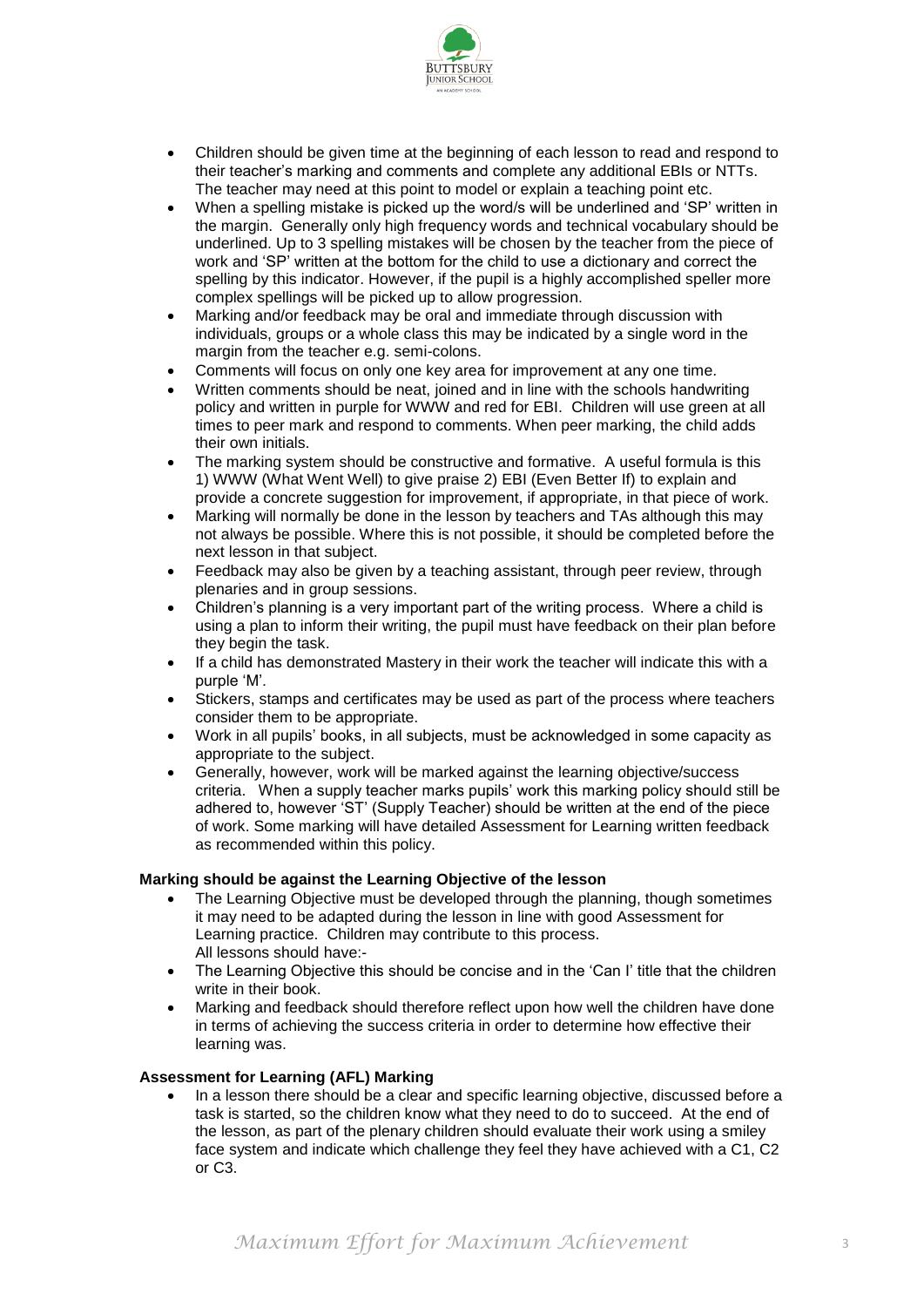- Children should be given time at the beginning of each lesson to read and respond to their teacher's marking and comments and complete any additional EBIs or NTTs. The teacher may need at this point to model or explain a teaching point etc.
- When a spelling mistake is picked up the word/s will be underlined and 'SP' written in the margin. Generally only high frequency words and technical vocabulary should be underlined. Up to 3 spelling mistakes will be chosen by the teacher from the piece of work and 'SP' written at the bottom for the child to use a dictionary and correct the spelling by this indicator. However, if the pupil is a highly accomplished speller more complex spellings will be picked up to allow progression.
- Marking and/or feedback may be oral and immediate through discussion with individuals, groups or a whole class this may be indicated by a single word in the margin from the teacher e.g. semi-colons.
- Comments will focus on only one key area for improvement at any one time.
- Written comments should be neat, joined and in line with the schools handwriting policy and written in purple for WWW and red for EBI. Children will use green at all times to peer mark and respond to comments. When peer marking, the child adds their own initials.
- The marking system should be constructive and formative. A useful formula is this 1) WWW (What Went Well) to give praise 2) EBI (Even Better If) to explain and provide a concrete suggestion for improvement, if appropriate, in that piece of work.
- Marking will normally be done in the lesson by teachers and TAs although this may not always be possible. Where this is not possible, it should be completed before the next lesson in that subject.
- Feedback may also be given by a teaching assistant, through peer review, through plenaries and in group sessions.
- Children's planning is a very important part of the writing process. Where a child is using a plan to inform their writing, the pupil must have feedback on their plan before they begin the task.
- If a child has demonstrated Mastery in their work the teacher will indicate this with a purple 'M'.
- Stickers, stamps and certificates may be used as part of the process where teachers consider them to be appropriate.
- Work in all pupils' books, in all subjects, must be acknowledged in some capacity as appropriate to the subject.
- Generally, however, work will be marked against the learning objective/success criteria. When a supply teacher marks pupils' work this marking policy should still be adhered to, however 'ST' (Supply Teacher) should be written at the end of the piece of work. Some marking will have detailed Assessment for Learning written feedback as recommended within this policy.

**Marking should be against the Learning Objective of the lesson**

- The Learning Objective must be developed through the planning, though sometimes it may need to be adapted during the lesson in line with good Assessment for Learning practice. Children may contribute to this process.
  All lessons should have:-
- The Learning Objective this should be concise and in the 'Can I' title that the children write in their book.
- Marking and feedback should therefore reflect upon how well the children have done in terms of achieving the success criteria in order to determine how effective their learning was.

**Assessment for Learning (AFL) Marking**

- In a lesson there should be a clear and specific learning objective, discussed before a task is started, so the children know what they need to do to succeed. At the end of the lesson, as part of the plenary children should evaluate their work using a smiley face system and indicate which challenge they feel they have achieved with a C1, C2 or C3.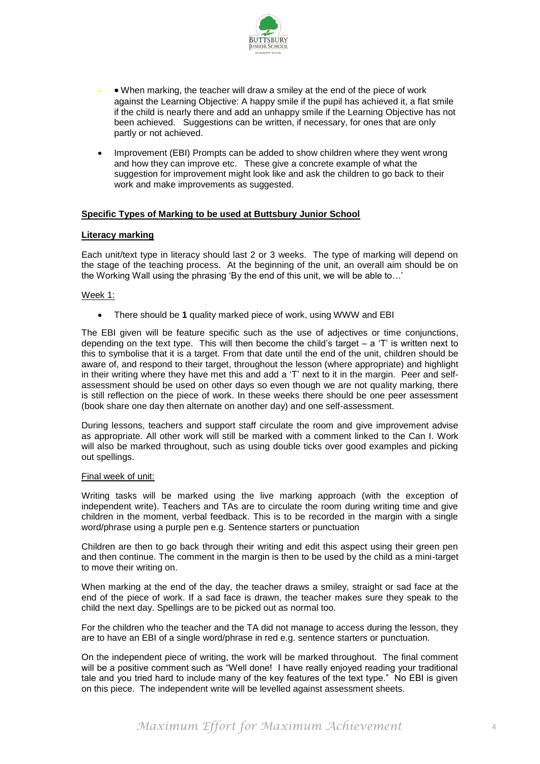- When marking, the teacher will draw a smiley at the end of the piece of work against the Learning Objective: A happy smile if the pupil has achieved it, a flat smile if the child is nearly there and add an unhappy smile if the Learning Objective has not been achieved. Suggestions can be written, if necessary, for ones that are only partly or not achieved.
- Improvement (EBI) Prompts can be added to show children where they went wrong and how they can improve etc. These give a concrete example of what the suggestion for improvement might look like and ask the children to go back to their work and make improvements as suggested.

**Specific Types of Marking to be used at Buttsbury Junior School**

**Literacy marking**

Each unit/text type in literacy should last 2 or 3 weeks. The type of marking will depend on the stage of the teaching process. At the beginning of the unit, an overall aim should be on the Working Wall using the phrasing 'By the end of this unit, we will be able to…'

Week 1:

- There should be **1** quality marked piece of work, using WWW and EBI

The EBI given will be feature specific such as the use of adjectives or time conjunctions, depending on the text type. This will then become the child's target – a 'T' is written next to this to symbolise that it is a target. From that date until the end of the unit, children should be aware of, and respond to their target, throughout the lesson (where appropriate) and highlight in their writing where they have met this and add a 'T' next to it in the margin. Peer and self-assessment should be used on other days so even though we are not quality marking, there is still reflection on the piece of work. In these weeks there should be one peer assessment (book share one day then alternate on another day) and one self-assessment.

During lessons, teachers and support staff circulate the room and give improvement advise as appropriate. All other work will still be marked with a comment linked to the Can I. Work will also be marked throughout, such as using double ticks over good examples and picking out spellings.

Final week of unit:

Writing tasks will be marked using the live marking approach (with the exception of independent write). Teachers and TAs are to circulate the room during writing time and give children in the moment, verbal feedback. This is to be recorded in the margin with a single word/phrase using a purple pen e.g. Sentence starters or punctuation

Children are then to go back through their writing and edit this aspect using their green pen and then continue. The comment in the margin is then to be used by the child as a mini-target to move their writing on.

When marking at the end of the day, the teacher draws a smiley, straight or sad face at the end of the piece of work. If a sad face is drawn, the teacher makes sure they speak to the child the next day. Spellings are to be picked out as normal too.

For the children who the teacher and the TA did not manage to access during the lesson, they are to have an EBI of a single word/phrase in red e.g. sentence starters or punctuation.

On the independent piece of writing, the work will be marked throughout. The final comment will be a positive comment such as "Well done! I have really enjoyed reading your traditional tale and you tried hard to include many of the key features of the text type." No EBI is given on this piece. The independent write will be levelled against assessment sheets.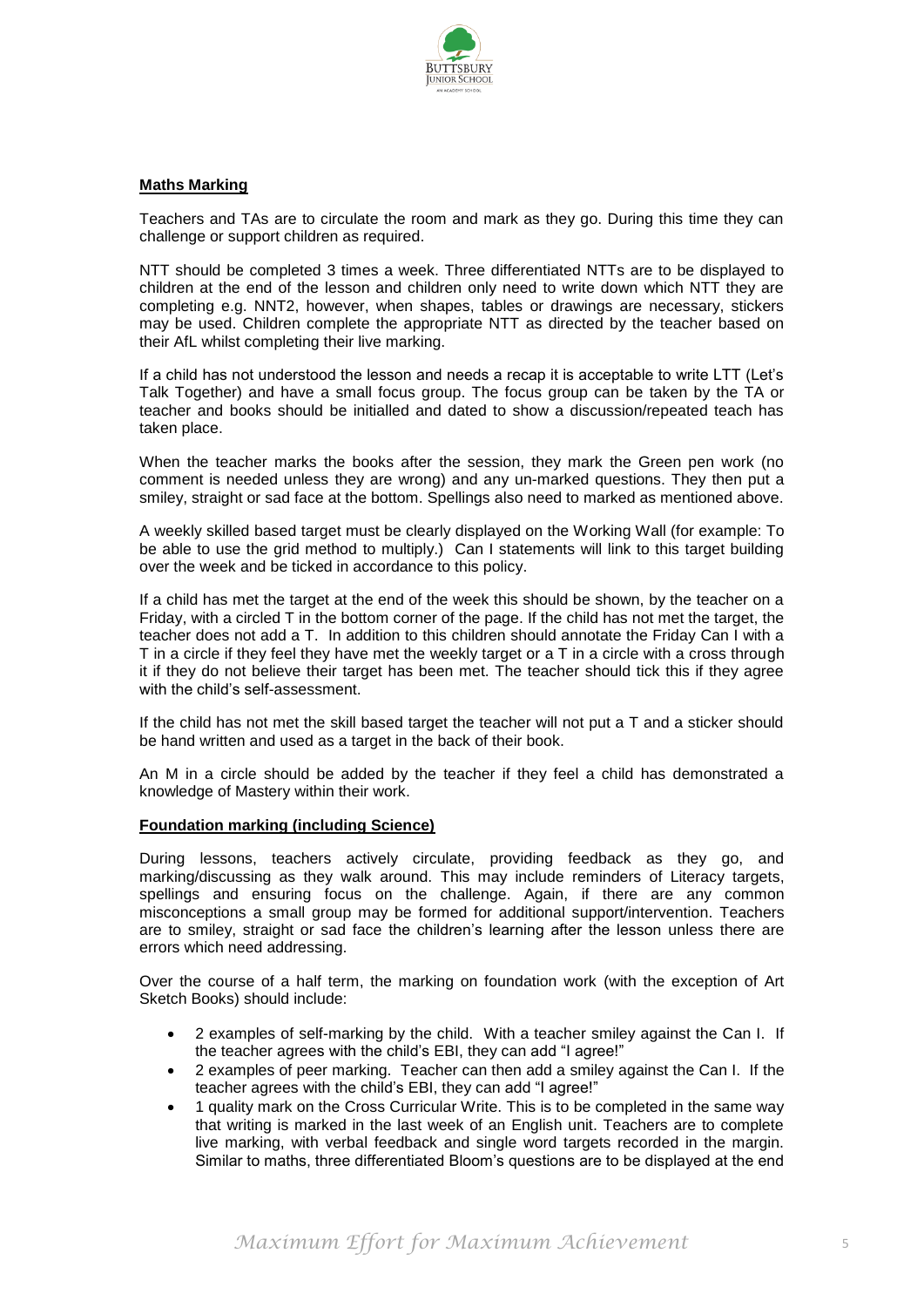**Maths Marking**

Teachers and TAs are to circulate the room and mark as they go. During this time they can challenge or support children as required.

NTT should be completed 3 times a week. Three differentiated NTTs are to be displayed to children at the end of the lesson and children only need to write down which NTT they are completing e.g. NNT2, however, when shapes, tables or drawings are necessary, stickers may be used. Children complete the appropriate NTT as directed by the teacher based on their AfL whilst completing their live marking.

If a child has not understood the lesson and needs a recap it is acceptable to write LTT (Let's Talk Together) and have a small focus group. The focus group can be taken by the TA or teacher and books should be initialled and dated to show a discussion/repeated teach has taken place.

When the teacher marks the books after the session, they mark the Green pen work (no comment is needed unless they are wrong) and any un-marked questions. They then put a smiley, straight or sad face at the bottom. Spellings also need to marked as mentioned above.

A weekly skilled based target must be clearly displayed on the Working Wall (for example: To be able to use the grid method to multiply.) Can I statements will link to this target building over the week and be ticked in accordance to this policy.

If a child has met the target at the end of the week this should be shown, by the teacher on a Friday, with a circled T in the bottom corner of the page. If the child has not met the target, the teacher does not add a T. In addition to this children should annotate the Friday Can I with a T in a circle if they feel they have met the weekly target or a T in a circle with a cross through it if they do not believe their target has been met. The teacher should tick this if they agree with the child's self-assessment.

If the child has not met the skill based target the teacher will not put a T and a sticker should be hand written and used as a target in the back of their book.

An M in a circle should be added by the teacher if they feel a child has demonstrated a knowledge of Mastery within their work.

**Foundation marking (including Science)**

During lessons, teachers actively circulate, providing feedback as they go, and marking/discussing as they walk around. This may include reminders of Literacy targets, spellings and ensuring focus on the challenge. Again, if there are any common misconceptions a small group may be formed for additional support/intervention. Teachers are to smiley, straight or sad face the children's learning after the lesson unless there are errors which need addressing.

Over the course of a half term, the marking on foundation work (with the exception of Art Sketch Books) should include:

- 2 examples of self-marking by the child. With a teacher smiley against the Can I. If the teacher agrees with the child's EBI, they can add "I agree!"
- 2 examples of peer marking. Teacher can then add a smiley against the Can I. If the teacher agrees with the child's EBI, they can add "I agree!"
- 1 quality mark on the Cross Curricular Write. This is to be completed in the same way that writing is marked in the last week of an English unit. Teachers are to complete live marking, with verbal feedback and single word targets recorded in the margin. Similar to maths, three differentiated Bloom's questions are to be displayed at the end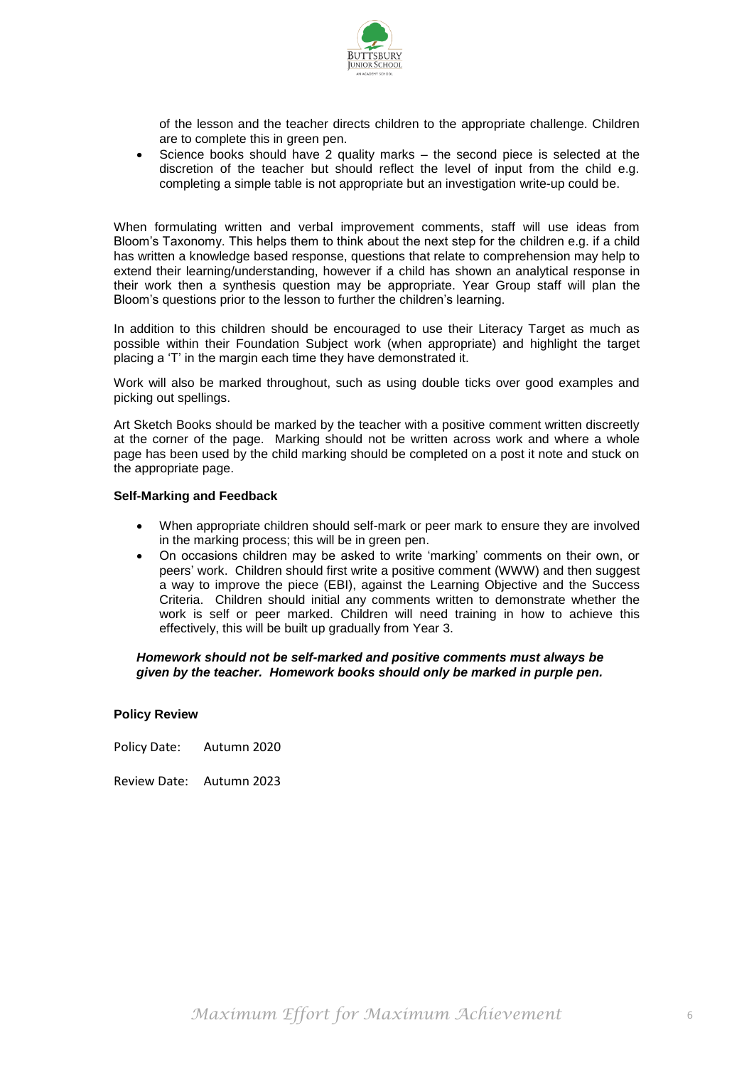of the lesson and the teacher directs children to the appropriate challenge. Children are to complete this in green pen.

- Science books should have 2 quality marks – the second piece is selected at the discretion of the teacher but should reflect the level of input from the child e.g. completing a simple table is not appropriate but an investigation write-up could be.

When formulating written and verbal improvement comments, staff will use ideas from Bloom's Taxonomy. This helps them to think about the next step for the children e.g. if a child has written a knowledge based response, questions that relate to comprehension may help to extend their learning/understanding, however if a child has shown an analytical response in their work then a synthesis question may be appropriate. Year Group staff will plan the Bloom's questions prior to the lesson to further the children's learning.

In addition to this children should be encouraged to use their Literacy Target as much as possible within their Foundation Subject work (when appropriate) and highlight the target placing a 'T' in the margin each time they have demonstrated it.

Work will also be marked throughout, such as using double ticks over good examples and picking out spellings.

Art Sketch Books should be marked by the teacher with a positive comment written discreetly at the corner of the page. Marking should not be written across work and where a whole page has been used by the child marking should be completed on a post it note and stuck on the appropriate page.

**Self-Marking and Feedback**

- When appropriate children should self-mark or peer mark to ensure they are involved in the marking process; this will be in green pen.
- On occasions children may be asked to write 'marking' comments on their own, or peers' work. Children should first write a positive comment (WWW) and then suggest a way to improve the piece (EBI), against the Learning Objective and the Success Criteria. Children should initial any comments written to demonstrate whether the work is self or peer marked. Children will need training in how to achieve this effectively, this will be built up gradually from Year 3.

***Homework should not be self-marked and positive comments must always be given by the teacher. Homework books should only be marked in purple pen.***

**Policy Review**

Policy Date: Autumn 2020

Review Date: Autumn 2023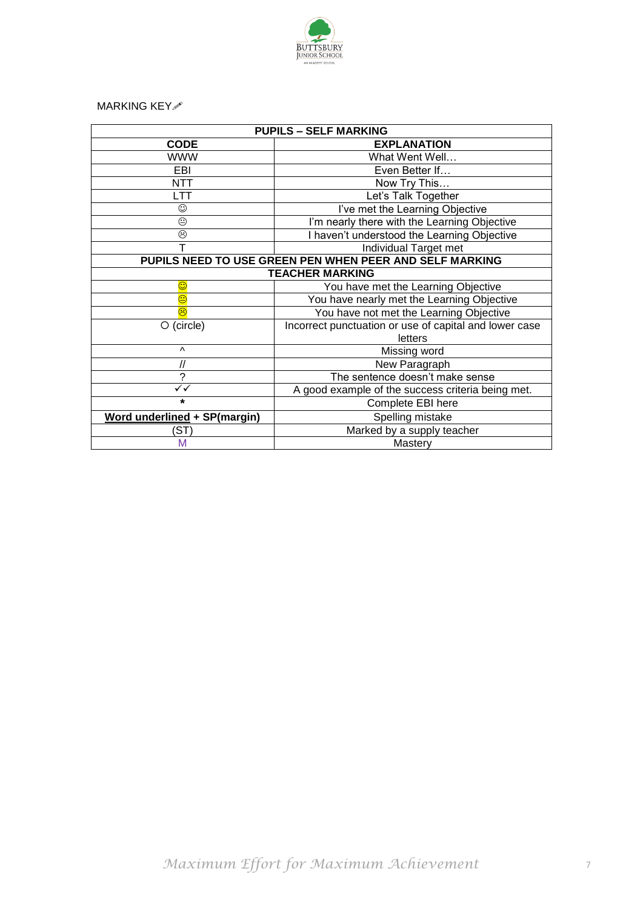MARKING KEY✐

| PUPILS – SELF MARKING | |
|---|---|
| **CODE** | **EXPLANATION** |
| WWW | What Went Well… |
| EBI | Even Better If… |
| NTT | Now Try This… |
| LTT | Let's Talk Together |
| ☺ | I've met the Learning Objective |
| 😐 | I'm nearly there with the Learning Objective |
| ☹ | I haven't understood the Learning Objective |
| T | Individual Target met |
| **PUPILS NEED TO USE GREEN PEN WHEN PEER AND SELF MARKING** | |
| **TEACHER MARKING** | |
| ☺ | You have met the Learning Objective |
| 😐 | You have nearly met the Learning Objective |
| ☹ | You have not met the Learning Objective |
| ○ (circle) | Incorrect punctuation or use of capital and lower case letters |
| ^ | Missing word |
| // | New Paragraph |
| ? | The sentence doesn't make sense |
| ✓✓ | A good example of the success criteria being met. |
| * | Complete EBI here |
| **<u>Word underlined</u> + SP(margin)** | Spelling mistake |
| (ST) | Marked by a supply teacher |
| M | Mastery |